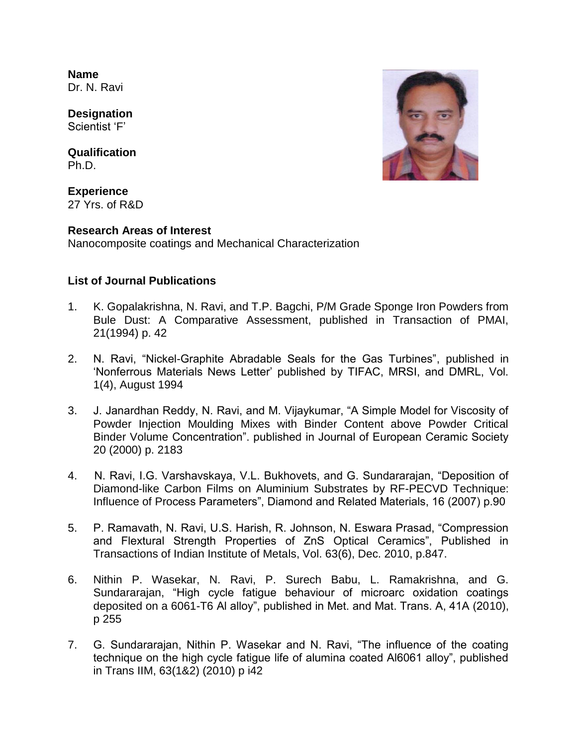**Name**
Dr. N. Ravi

**Designation**
Scientist 'F'

**Qualification**
Ph.D.

**Experience**
27 Yrs. of R&D

**Research Areas of Interest**
Nanocomposite coatings and Mechanical Characterization

## List of Journal Publications

1. K. Gopalakrishna, N. Ravi, and T.P. Bagchi, P/M Grade Sponge Iron Powders from Bule Dust: A Comparative Assessment, published in Transaction of PMAI, 21(1994) p. 42

2. N. Ravi, "Nickel-Graphite Abradable Seals for the Gas Turbines", published in 'Nonferrous Materials News Letter' published by TIFAC, MRSI, and DMRL, Vol. 1(4), August 1994

3. J. Janardhan Reddy, N. Ravi, and M. Vijaykumar, "A Simple Model for Viscosity of Powder Injection Moulding Mixes with Binder Content above Powder Critical Binder Volume Concentration". published in Journal of European Ceramic Society 20 (2000) p. 2183

4. N. Ravi, I.G. Varshavskaya, V.L. Bukhovets, and G. Sundararajan, "Deposition of Diamond-like Carbon Films on Aluminium Substrates by RF-PECVD Technique: Influence of Process Parameters", Diamond and Related Materials, 16 (2007) p.90

5. P. Ramavath, N. Ravi, U.S. Harish, R. Johnson, N. Eswara Prasad, "Compression and Flextural Strength Properties of ZnS Optical Ceramics", Published in Transactions of Indian Institute of Metals, Vol. 63(6), Dec. 2010, p.847.

6. Nithin P. Wasekar, N. Ravi, P. Surech Babu, L. Ramakrishna, and G. Sundararajan, "High cycle fatigue behaviour of microarc oxidation coatings deposited on a 6061-T6 Al alloy", published in Met. and Mat. Trans. A, 41A (2010), p 255

7. G. Sundararajan, Nithin P. Wasekar and N. Ravi, "The influence of the coating technique on the high cycle fatigue life of alumina coated Al6061 alloy", published in Trans IIM, 63(1&2) (2010) p i42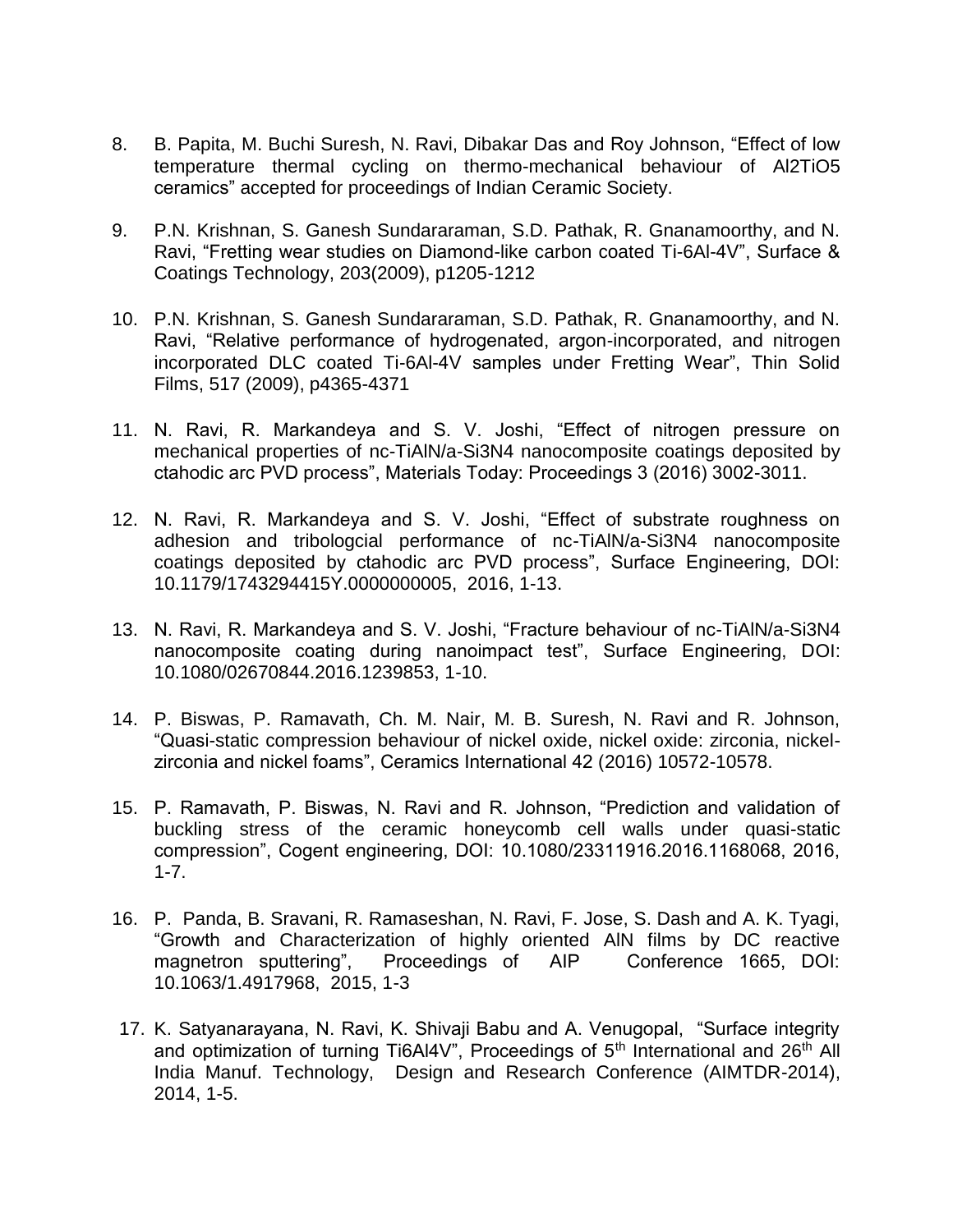8. B. Papita, M. Buchi Suresh, N. Ravi, Dibakar Das and Roy Johnson, "Effect of low temperature thermal cycling on thermo-mechanical behaviour of Al2TiO5 ceramics" accepted for proceedings of Indian Ceramic Society.

9. P.N. Krishnan, S. Ganesh Sundararaman, S.D. Pathak, R. Gnanamoorthy, and N. Ravi, "Fretting wear studies on Diamond-like carbon coated Ti-6Al-4V", Surface & Coatings Technology, 203(2009), p1205-1212

10. P.N. Krishnan, S. Ganesh Sundararaman, S.D. Pathak, R. Gnanamoorthy, and N. Ravi, "Relative performance of hydrogenated, argon-incorporated, and nitrogen incorporated DLC coated Ti-6Al-4V samples under Fretting Wear", Thin Solid Films, 517 (2009), p4365-4371

11. N. Ravi, R. Markandeya and S. V. Joshi, "Effect of nitrogen pressure on mechanical properties of nc-TiAlN/a-Si3N4 nanocomposite coatings deposited by ctahodic arc PVD process", Materials Today: Proceedings 3 (2016) 3002-3011.

12. N. Ravi, R. Markandeya and S. V. Joshi, "Effect of substrate roughness on adhesion and tribologcial performance of nc-TiAlN/a-Si3N4 nanocomposite coatings deposited by ctahodic arc PVD process", Surface Engineering, DOI: 10.1179/1743294415Y.0000000005, 2016, 1-13.

13. N. Ravi, R. Markandeya and S. V. Joshi, "Fracture behaviour of nc-TiAlN/a-Si3N4 nanocomposite coating during nanoimpact test", Surface Engineering, DOI: 10.1080/02670844.2016.1239853, 1-10.

14. P. Biswas, P. Ramavath, Ch. M. Nair, M. B. Suresh, N. Ravi and R. Johnson, "Quasi-static compression behaviour of nickel oxide, nickel oxide: zirconia, nickel-zirconia and nickel foams", Ceramics International 42 (2016) 10572-10578.

15. P. Ramavath, P. Biswas, N. Ravi and R. Johnson, "Prediction and validation of buckling stress of the ceramic honeycomb cell walls under quasi-static compression", Cogent engineering, DOI: 10.1080/23311916.2016.1168068, 2016, 1-7.

16. P. Panda, B. Sravani, R. Ramaseshan, N. Ravi, F. Jose, S. Dash and A. K. Tyagi, "Growth and Characterization of highly oriented AlN films by DC reactive magnetron sputtering", Proceedings of AIP Conference 1665, DOI: 10.1063/1.4917968, 2015, 1-3

17. K. Satyanarayana, N. Ravi, K. Shivaji Babu and A. Venugopal, "Surface integrity and optimization of turning Ti6Al4V", Proceedings of 5th International and 26th All India Manuf. Technology, Design and Research Conference (AIMTDR-2014), 2014, 1-5.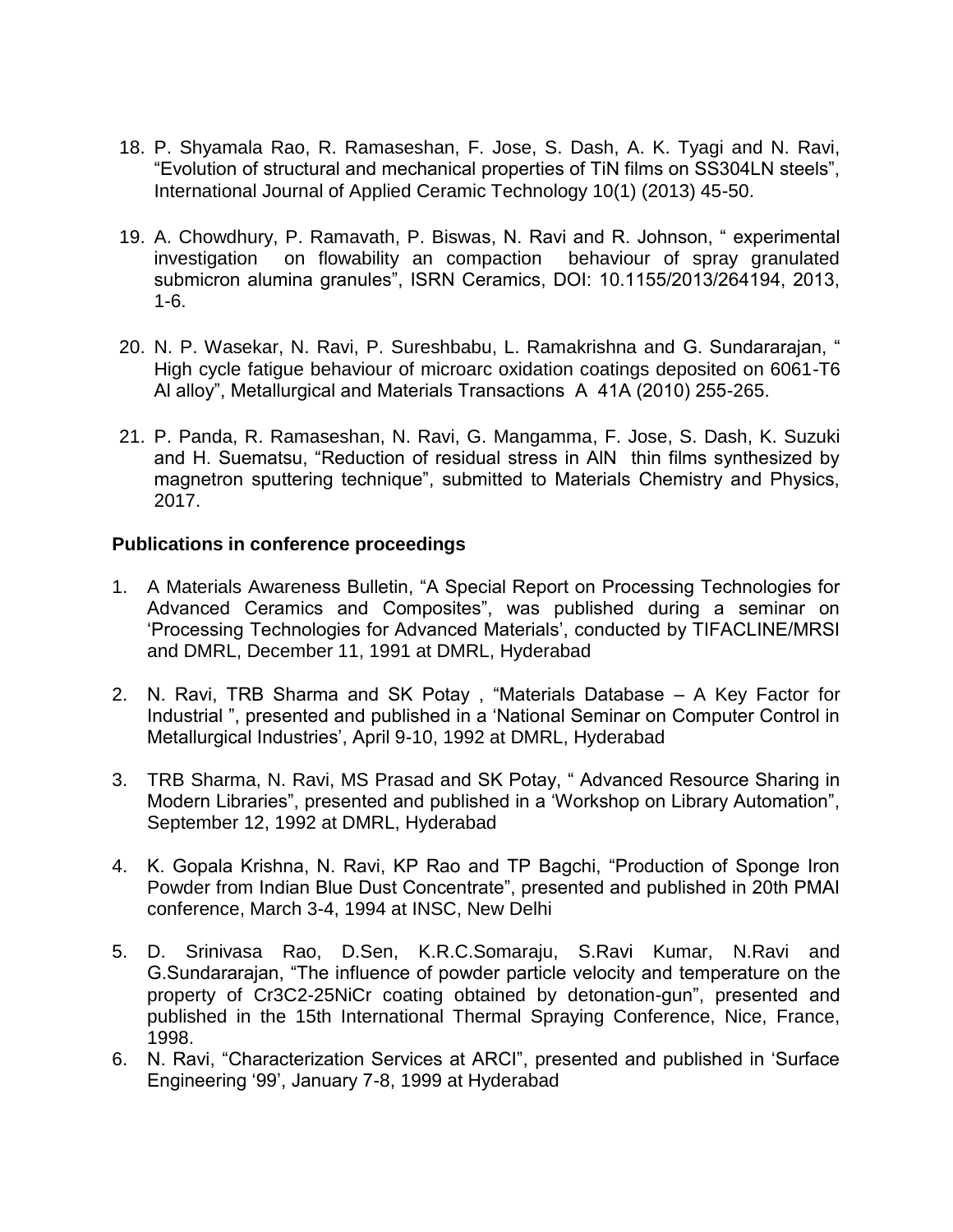18. P. Shyamala Rao, R. Ramaseshan, F. Jose, S. Dash, A. K. Tyagi and N. Ravi, “Evolution of structural and mechanical properties of TiN films on SS304LN steels”, International Journal of Applied Ceramic Technology 10(1) (2013) 45-50.

19. A. Chowdhury, P. Ramavath, P. Biswas, N. Ravi and R. Johnson, “ experimental investigation on flowability an compaction behaviour of spray granulated submicron alumina granules”, ISRN Ceramics, DOI: 10.1155/2013/264194, 2013, 1-6.

20. N. P. Wasekar, N. Ravi, P. Sureshbabu, L. Ramakrishna and G. Sundararajan, “ High cycle fatigue behaviour of microarc oxidation coatings deposited on 6061-T6 Al alloy”, Metallurgical and Materials Transactions A 41A (2010) 255-265.

21. P. Panda, R. Ramaseshan, N. Ravi, G. Mangamma, F. Jose, S. Dash, K. Suzuki and H. Suematsu, “Reduction of residual stress in AlN thin films synthesized by magnetron sputtering technique”, submitted to Materials Chemistry and Physics, 2017.

**Publications in conference proceedings**

1. A Materials Awareness Bulletin, “A Special Report on Processing Technologies for Advanced Ceramics and Composites”, was published during a seminar on ‘Processing Technologies for Advanced Materials’, conducted by TIFACLINE/MRSI and DMRL, December 11, 1991 at DMRL, Hyderabad

2. N. Ravi, TRB Sharma and SK Potay , “Materials Database – A Key Factor for Industrial ”, presented and published in a ‘National Seminar on Computer Control in Metallurgical Industries’, April 9-10, 1992 at DMRL, Hyderabad

3. TRB Sharma, N. Ravi, MS Prasad and SK Potay, “ Advanced Resource Sharing in Modern Libraries”, presented and published in a ‘Workshop on Library Automation”, September 12, 1992 at DMRL, Hyderabad

4. K. Gopala Krishna, N. Ravi, KP Rao and TP Bagchi, “Production of Sponge Iron Powder from Indian Blue Dust Concentrate”, presented and published in 20th PMAI conference, March 3-4, 1994 at INSC, New Delhi

5. D. Srinivasa Rao, D.Sen, K.R.C.Somaraju, S.Ravi Kumar, N.Ravi and G.Sundararajan, “The influence of powder particle velocity and temperature on the property of Cr3C2-25NiCr coating obtained by detonation-gun”, presented and published in the 15th International Thermal Spraying Conference, Nice, France, 1998.

6. N. Ravi, “Characterization Services at ARCI”, presented and published in ‘Surface Engineering ‘99’, January 7-8, 1999 at Hyderabad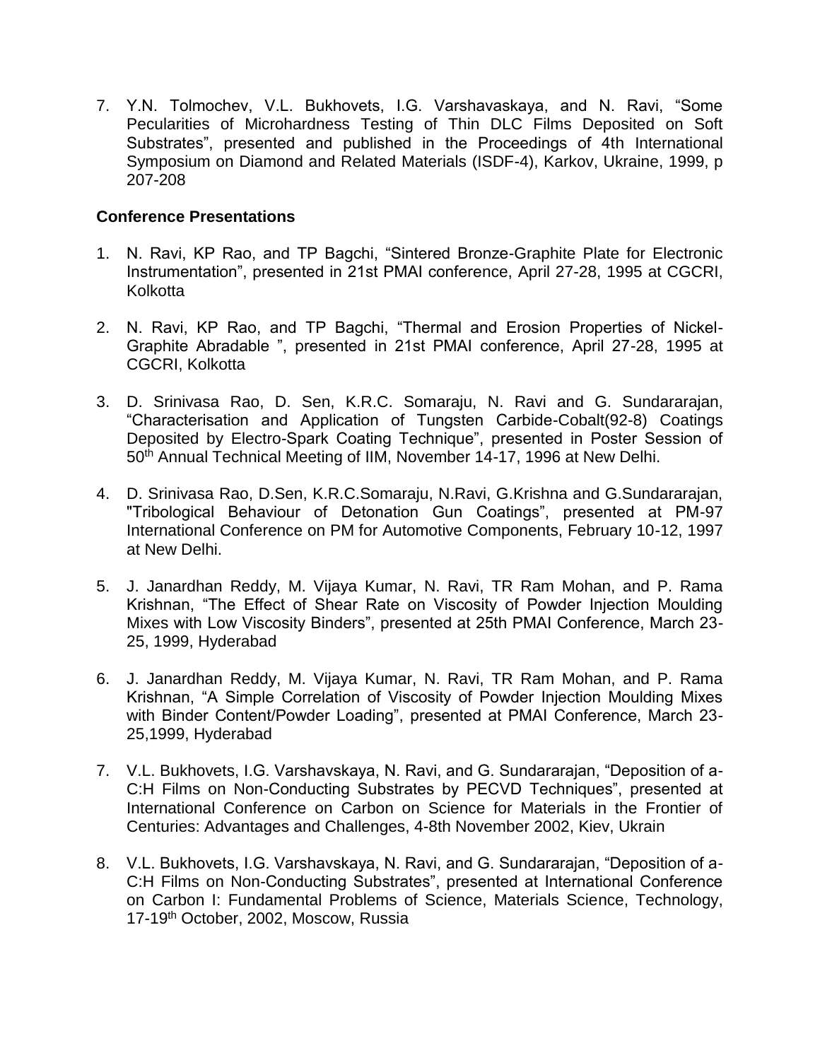7. Y.N. Tolmochev, V.L. Bukhovets, I.G. Varshavaskaya, and N. Ravi, "Some Pecularities of Microhardness Testing of Thin DLC Films Deposited on Soft Substrates", presented and published in the Proceedings of 4th International Symposium on Diamond and Related Materials (ISDF-4), Karkov, Ukraine, 1999, p 207-208

**Conference Presentations**

1. N. Ravi, KP Rao, and TP Bagchi, "Sintered Bronze-Graphite Plate for Electronic Instrumentation", presented in 21st PMAI conference, April 27-28, 1995 at CGCRI, Kolkotta

2. N. Ravi, KP Rao, and TP Bagchi, "Thermal and Erosion Properties of Nickel-Graphite Abradable ", presented in 21st PMAI conference, April 27-28, 1995 at CGCRI, Kolkotta

3. D. Srinivasa Rao, D. Sen, K.R.C. Somaraju, N. Ravi and G. Sundararajan, "Characterisation and Application of Tungsten Carbide-Cobalt(92-8) Coatings Deposited by Electro-Spark Coating Technique", presented in Poster Session of 50th Annual Technical Meeting of IIM, November 14-17, 1996 at New Delhi.

4. D. Srinivasa Rao, D.Sen, K.R.C.Somaraju, N.Ravi, G.Krishna and G.Sundararajan, "Tribological Behaviour of Detonation Gun Coatings", presented at PM-97 International Conference on PM for Automotive Components, February 10-12, 1997 at New Delhi.

5. J. Janardhan Reddy, M. Vijaya Kumar, N. Ravi, TR Ram Mohan, and P. Rama Krishnan, "The Effect of Shear Rate on Viscosity of Powder Injection Moulding Mixes with Low Viscosity Binders", presented at 25th PMAI Conference, March 23-25, 1999, Hyderabad

6. J. Janardhan Reddy, M. Vijaya Kumar, N. Ravi, TR Ram Mohan, and P. Rama Krishnan, "A Simple Correlation of Viscosity of Powder Injection Moulding Mixes with Binder Content/Powder Loading", presented at PMAI Conference, March 23-25,1999, Hyderabad

7. V.L. Bukhovets, I.G. Varshavskaya, N. Ravi, and G. Sundararajan, "Deposition of a-C:H Films on Non-Conducting Substrates by PECVD Techniques", presented at International Conference on Carbon on Science for Materials in the Frontier of Centuries: Advantages and Challenges, 4-8th November 2002, Kiev, Ukrain

8. V.L. Bukhovets, I.G. Varshavskaya, N. Ravi, and G. Sundararajan, "Deposition of a-C:H Films on Non-Conducting Substrates", presented at International Conference on Carbon I: Fundamental Problems of Science, Materials Science, Technology, 17-19th October, 2002, Moscow, Russia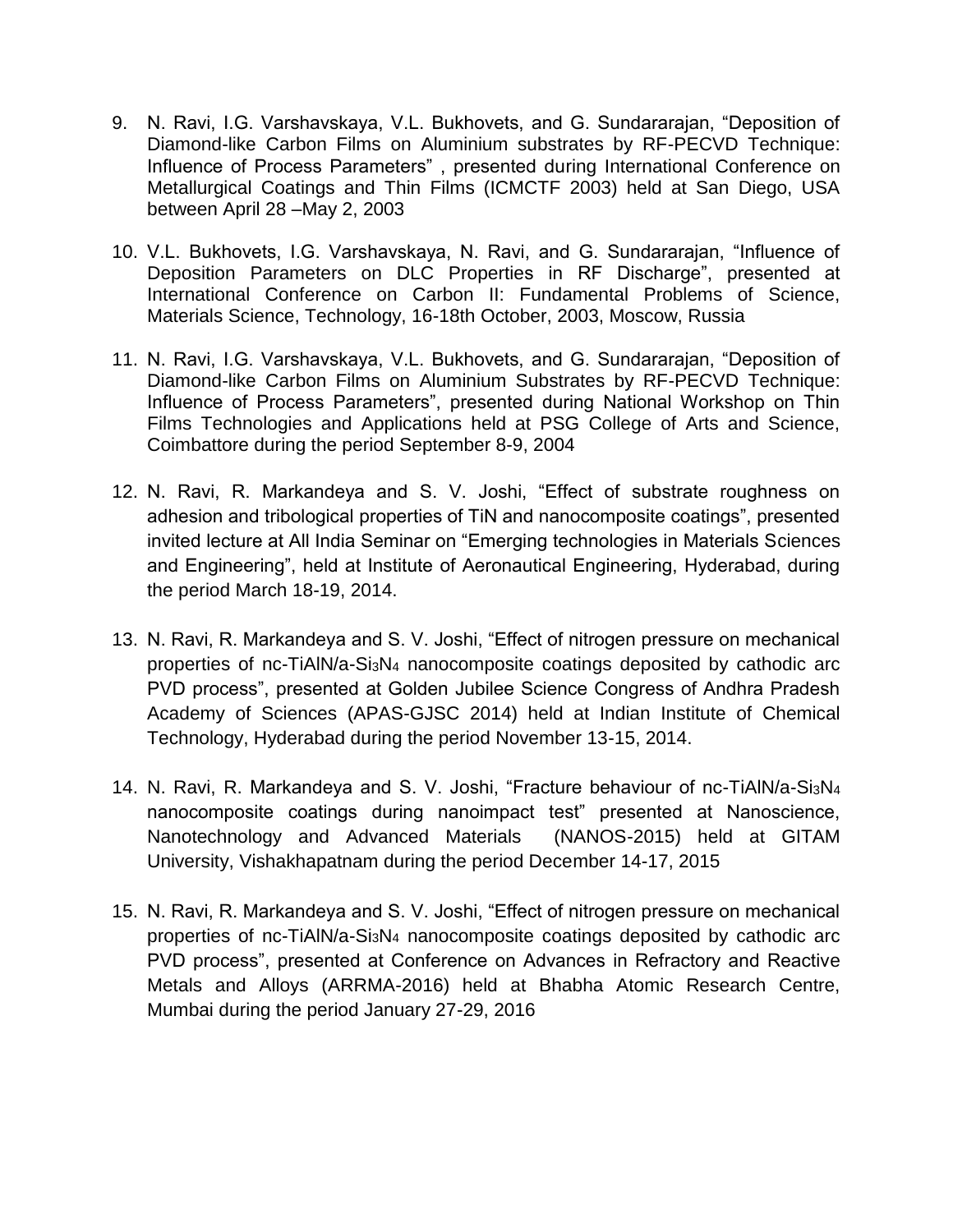9. N. Ravi, I.G. Varshavskaya, V.L. Bukhovets, and G. Sundararajan, "Deposition of Diamond-like Carbon Films on Aluminium substrates by RF-PECVD Technique: Influence of Process Parameters" , presented during International Conference on Metallurgical Coatings and Thin Films (ICMCTF 2003) held at San Diego, USA between April 28 –May 2, 2003

10. V.L. Bukhovets, I.G. Varshavskaya, N. Ravi, and G. Sundararajan, "Influence of Deposition Parameters on DLC Properties in RF Discharge", presented at International Conference on Carbon II: Fundamental Problems of Science, Materials Science, Technology, 16-18th October, 2003, Moscow, Russia

11. N. Ravi, I.G. Varshavskaya, V.L. Bukhovets, and G. Sundararajan, "Deposition of Diamond-like Carbon Films on Aluminium Substrates by RF-PECVD Technique: Influence of Process Parameters", presented during National Workshop on Thin Films Technologies and Applications held at PSG College of Arts and Science, Coimbattore during the period September 8-9, 2004

12. N. Ravi, R. Markandeya and S. V. Joshi, "Effect of substrate roughness on adhesion and tribological properties of TiN and nanocomposite coatings", presented invited lecture at All India Seminar on "Emerging technologies in Materials Sciences and Engineering", held at Institute of Aeronautical Engineering, Hyderabad, during the period March 18-19, 2014.

13. N. Ravi, R. Markandeya and S. V. Joshi, "Effect of nitrogen pressure on mechanical properties of nc-TiAlN/a-$Si_3N_4$ nanocomposite coatings deposited by cathodic arc PVD process", presented at Golden Jubilee Science Congress of Andhra Pradesh Academy of Sciences (APAS-GJSC 2014) held at Indian Institute of Chemical Technology, Hyderabad during the period November 13-15, 2014.

14. N. Ravi, R. Markandeya and S. V. Joshi, "Fracture behaviour of nc-TiAlN/a-$Si_3N_4$ nanocomposite coatings during nanoimpact test" presented at Nanoscience, Nanotechnology and Advanced Materials (NANOS-2015) held at GITAM University, Vishakhapatnam during the period December 14-17, 2015

15. N. Ravi, R. Markandeya and S. V. Joshi, "Effect of nitrogen pressure on mechanical properties of nc-TiAlN/a-$Si_3N_4$ nanocomposite coatings deposited by cathodic arc PVD process", presented at Conference on Advances in Refractory and Reactive Metals and Alloys (ARRMA-2016) held at Bhabha Atomic Research Centre, Mumbai during the period January 27-29, 2016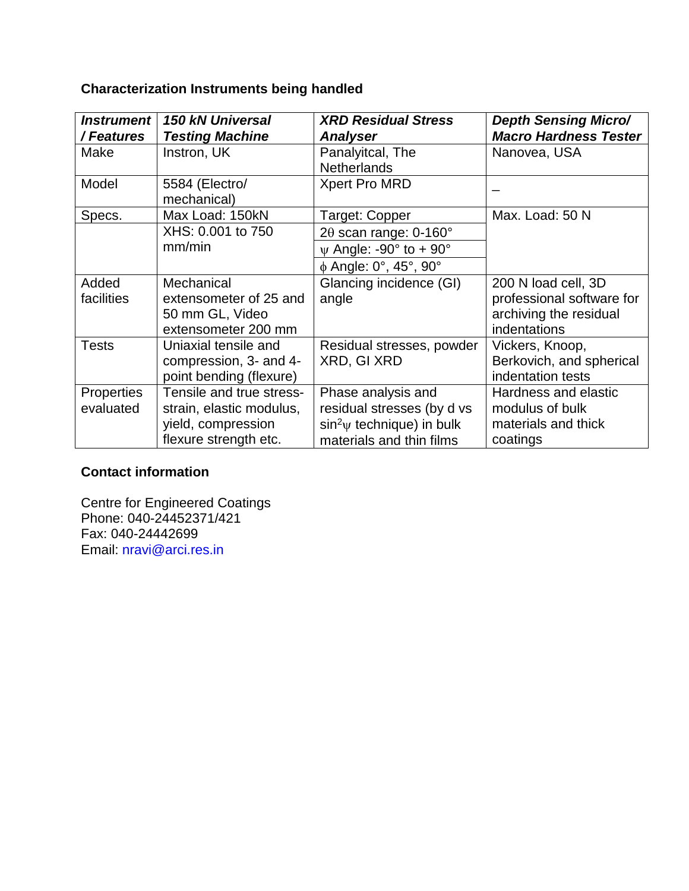**Characterization Instruments being handled**

| ***Instrument / Features*** | ***150 kN Universal Testing Machine*** | ***XRD Residual Stress Analyser*** | ***Depth Sensing Micro/ Macro Hardness Tester*** |
|---|---|---|---|
| Make | Instron, UK | Panalyitcal, The Netherlands | Nanovea, USA |
| Model | 5584 (Electro/ mechanical) | Xpert Pro MRD | – |
| Specs. | Max Load: 150kN | Target: Copper | Max. Load: 50 N |
| | XHS: 0.001 to 750 mm/min | $2\theta$ scan range: 0-160° | |
| | | $\psi$ Angle: -90° to + 90° | |
| | | $\phi$ Angle: 0°, 45°, 90° | |
| Added facilities | Mechanical extensometer of 25 and 50 mm GL, Video extensometer 200 mm | Glancing incidence (GI) angle | 200 N load cell, 3D professional software for archiving the residual indentations |
| Tests | Uniaxial tensile and compression, 3- and 4-point bending (flexure) | Residual stresses, powder XRD, GI XRD | Vickers, Knoop, Berkovich, and spherical indentation tests |
| Properties evaluated | Tensile and true stress-strain, elastic modulus, yield, compression flexure strength etc. | Phase analysis and residual stresses (by d vs $\sin^2\psi$ technique) in bulk materials and thin films | Hardness and elastic modulus of bulk materials and thick coatings |

**Contact information**

Centre for Engineered Coatings
Phone: 040-24452371/421
Fax: 040-24442699
Email: nravi@arci.res.in